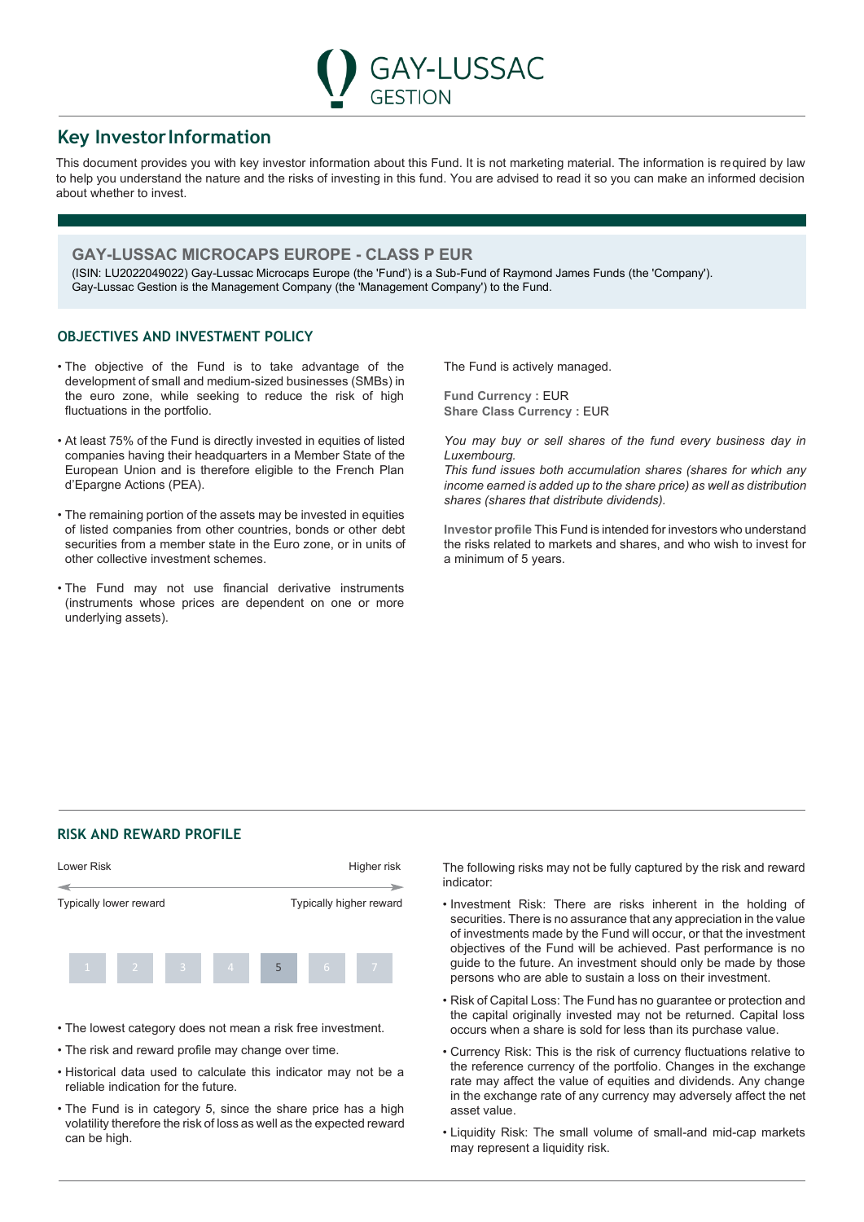GAY-LUSSAC GESTION

# Key Investor Information

This document provides you with key investor information about this Fund. It is not marketing material. The information is required by law to help you understand the nature and the risks of investing in this fund. You are advised to read it so you can make an informed decision about whether to invest.

## GAY-LUSSAC MICROCAPS EUROPE - CLASS P EUR

(ISIN: LU2022049022) Gay-Lussac Microcaps Europe (the 'Fund') is a Sub-Fund of Raymond James Funds (the 'Company'). Gay-Lussac Gestion is the Management Company (the 'Management Company') to the Fund.

## OBJECTIVES AND INVESTMENT POLICY

- The objective of the Fund is to take advantage of the development of small and medium-sized businesses (SMBs) in the euro zone, while seeking to reduce the risk of high fluctuations in the portfolio.
- At least 75% of the Fund is directly invested in equities of listed companies having their headquarters in a Member State of the European Union and is therefore eligible to the French Plan d'Epargne Actions (PEA).
- The remaining portion of the assets may be invested in equities of listed companies from other countries, bonds or other debt securities from a member state in the Euro zone, or in units of other collective investment schemes.
- The Fund may not use financial derivative instruments (instruments whose prices are dependent on one or more underlying assets).

The Fund is actively managed.

**Fund Currency :** EUR
**Share Class Currency :** EUR

*You may buy or sell shares of the fund every business day in Luxembourg.*
*This fund issues both accumulation shares (shares for which any income earned is added up to the share price) as well as distribution shares (shares that distribute dividends).*

**Investor profile** This Fund is intended for investors who understand the risks related to markets and shares, and who wish to invest for a minimum of 5 years.

## RISK AND REWARD PROFILE

| Lower Risk | | | | | | Higher risk |
|---|---|---|---|---|---|---|
| Typically lower reward | | | | | | Typically higher reward |
| 1 | 2 | 3 | 4 | **5** | 6 | 7 |

- The lowest category does not mean a risk free investment.
- The risk and reward profile may change over time.
- Historical data used to calculate this indicator may not be a reliable indication for the future.
- The Fund is in category 5, since the share price has a high volatility therefore the risk of loss as well as the expected reward can be high.

The following risks may not be fully captured by the risk and reward indicator:

- Investment Risk: There are risks inherent in the holding of securities. There is no assurance that any appreciation in the value of investments made by the Fund will occur, or that the investment objectives of the Fund will be achieved. Past performance is no guide to the future. An investment should only be made by those persons who are able to sustain a loss on their investment.
- Risk of Capital Loss: The Fund has no guarantee or protection and the capital originally invested may not be returned. Capital loss occurs when a share is sold for less than its purchase value.
- Currency Risk: This is the risk of currency fluctuations relative to the reference currency of the portfolio. Changes in the exchange rate may affect the value of equities and dividends. Any change in the exchange rate of any currency may adversely affect the net asset value.
- Liquidity Risk: The small volume of small-and mid-cap markets may represent a liquidity risk.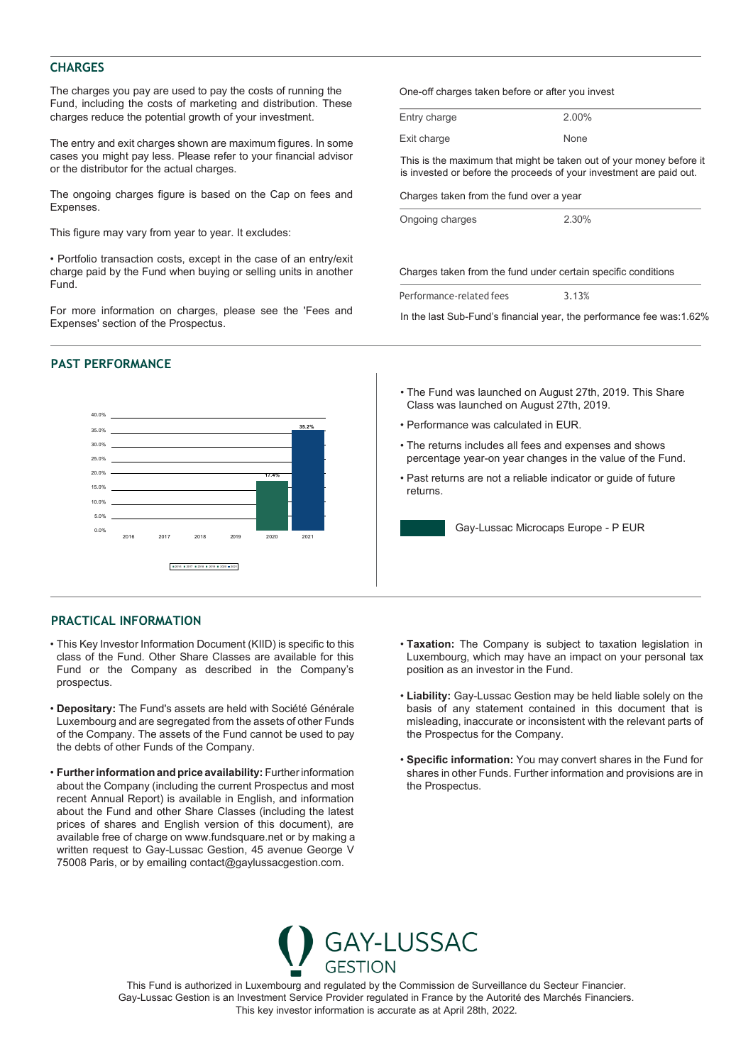## CHARGES

The charges you pay are used to pay the costs of running the Fund, including the costs of marketing and distribution. These charges reduce the potential growth of your investment.

The entry and exit charges shown are maximum figures. In some cases you might pay less. Please refer to your financial advisor or the distributor for the actual charges.

The ongoing charges figure is based on the Cap on fees and Expenses.

This figure may vary from year to year. It excludes:

• Portfolio transaction costs, except in the case of an entry/exit charge paid by the Fund when buying or selling units in another Fund.

For more information on charges, please see the 'Fees and Expenses' section of the Prospectus.

One-off charges taken before or after you invest

| | |
|---|---|
| Entry charge | 2.00% |
| Exit charge | None |

This is the maximum that might be taken out of your money before it is invested or before the proceeds of your investment are paid out.

Charges taken from the fund over a year

| | |
|---|---|
| Ongoing charges | 2.30% |

Charges taken from the fund under certain specific conditions

| | |
|---|---|
| Performance-related fees | 3.13% |

In the last Sub-Fund's financial year, the performance fee was:1.62%

## PAST PERFORMANCE

40.0%
35.0%
30.0%
25.0%
20.0%
15.0%
10.0%
5.0%
0.0%

2016 2017 2018 2019 2020 2021

17.4%
35.2%

- The Fund was launched on August 27th, 2019. This Share Class was launched on August 27th, 2019.
- Performance was calculated in EUR.
- The returns includes all fees and expenses and shows percentage year-on year changes in the value of the Fund.
- Past returns are not a reliable indicator or guide of future returns.

Gay-Lussac Microcaps Europe - P EUR

## PRACTICAL INFORMATION

- This Key Investor Information Document (KIID) is specific to this class of the Fund. Other Share Classes are available for this Fund or the Company as described in the Company's prospectus.
- **Depositary:** The Fund's assets are held with Société Générale Luxembourg and are segregated from the assets of other Funds of the Company. The assets of the Fund cannot be used to pay the debts of other Funds of the Company.
- **Further information and price availability:** Further information about the Company (including the current Prospectus and most recent Annual Report) is available in English, and information about the Fund and other Share Classes (including the latest prices of shares and English version of this document), are available free of charge on www.fundsquare.net or by making a written request to Gay-Lussac Gestion, 45 avenue George V 75008 Paris, or by emailing contact@gaylussacgestion.com.
- **Taxation:** The Company is subject to taxation legislation in Luxembourg, which may have an impact on your personal tax position as an investor in the Fund.
- **Liability:** Gay-Lussac Gestion may be held liable solely on the basis of any statement contained in this document that is misleading, inaccurate or inconsistent with the relevant parts of the Prospectus for the Company.
- **Specific information:** You may convert shares in the Fund for shares in other Funds. Further information and provisions are in the Prospectus.

GAY-LUSSAC GESTION

This Fund is authorized in Luxembourg and regulated by the Commission de Surveillance du Secteur Financier.
Gay-Lussac Gestion is an Investment Service Provider regulated in France by the Autorité des Marchés Financiers.
This key investor information is accurate as at April 28th, 2022.